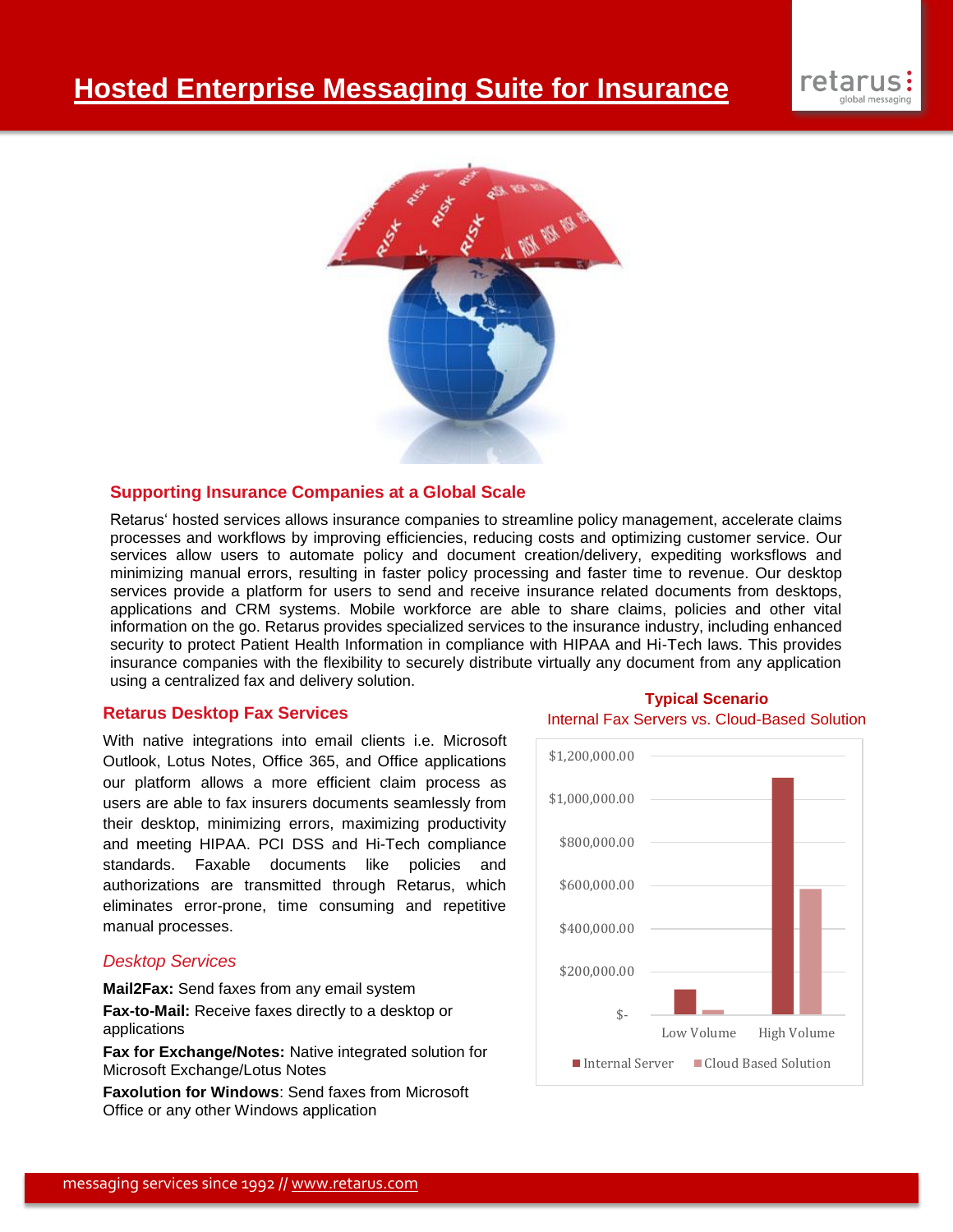# Hosted Enterprise Messaging Suite for Insurance

## Supporting Insurance Companies at a Global Scale

Retarus' hosted services allows insurance companies to streamline policy management, accelerate claims processes and workflows by improving efficiencies, reducing costs and optimizing customer service. Our services allow users to automate policy and document creation/delivery, expediting worksflows and minimizing manual errors, resulting in faster policy processing and faster time to revenue. Our desktop services provide a platform for users to send and receive insurance related documents from desktops, applications and CRM systems. Mobile workforce are able to share claims, policies and other vital information on the go. Retarus provides specialized services to the insurance industry, including enhanced security to protect Patient Health Information in compliance with HIPAA and Hi-Tech laws. This provides insurance companies with the flexibility to securely distribute virtually any document from any application using a centralized fax and delivery solution.

## Retarus Desktop Fax Services

With native integrations into email clients i.e. Microsoft Outlook, Lotus Notes, Office 365, and Office applications our platform allows a more efficient claim process as users are able to fax insurers documents seamlessly from their desktop, minimizing errors, maximizing productivity and meeting HIPAA. PCI DSS and Hi-Tech compliance standards. Faxable documents like policies and authorizations are transmitted through Retarus, which eliminates error-prone, time consuming and repetitive manual processes.

### *Desktop Services*

**Mail2Fax:** Send faxes from any email system

**Fax-to-Mail:** Receive faxes directly to a desktop or applications

**Fax for Exchange/Notes:** Native integrated solution for Microsoft Exchange/Lotus Notes

**Faxolution for Windows**: Send faxes from Microsoft Office or any other Windows application

**Typical Scenario**

Internal Fax Servers vs. Cloud-Based Solution

| | Internal Server | Cloud Based Solution |
|---|---|---|
| Low Volume | ~$115,000 | ~$20,000 |
| High Volume | ~$1,100,000 | ~$580,000 |

messaging services since 1992 // www.retarus.com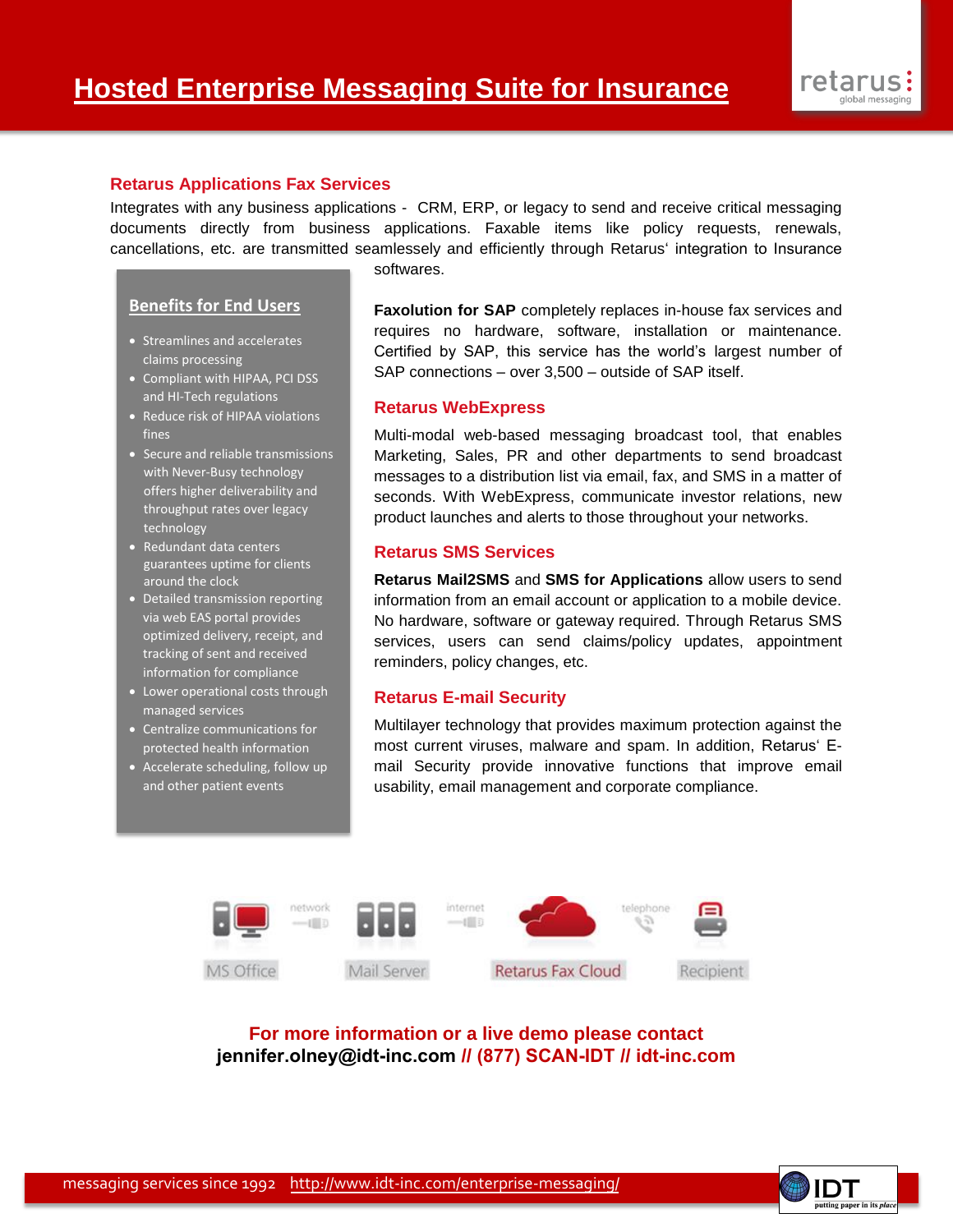# Hosted Enterprise Messaging Suite for Insurance

## Retarus Applications Fax Services

Integrates with any business applications - CRM, ERP, or legacy to send and receive critical messaging documents directly from business applications. Faxable items like policy requests, renewals, cancellations, etc. are transmitted seamlessly and efficiently through Retarus' integration to Insurance softwares.

### Benefits for End Users

- Streamlines and accelerates claims processing
- Compliant with HIPAA, PCI DSS and HI-Tech regulations
- Reduce risk of HIPAA violations fines
- Secure and reliable transmissions with Never-Busy technology offers higher deliverability and throughput rates over legacy technology
- Redundant data centers guarantees uptime for clients around the clock
- Detailed transmission reporting via web EAS portal provides optimized delivery, receipt, and tracking of sent and received information for compliance
- Lower operational costs through managed services
- Centralize communications for protected health information
- Accelerate scheduling, follow up and other patient events

**Faxolution for SAP** completely replaces in-house fax services and requires no hardware, software, installation or maintenance. Certified by SAP, this service has the world's largest number of SAP connections – over 3,500 – outside of SAP itself.

## Retarus WebExpress

Multi-modal web-based messaging broadcast tool, that enables Marketing, Sales, PR and other departments to send broadcast messages to a distribution list via email, fax, and SMS in a matter of seconds. With WebExpress, communicate investor relations, new product launches and alerts to those throughout your networks.

## Retarus SMS Services

**Retarus Mail2SMS** and **SMS for Applications** allow users to send information from an email account or application to a mobile device. No hardware, software or gateway required. Through Retarus SMS services, users can send claims/policy updates, appointment reminders, policy changes, etc.

## Retarus E-mail Security

Multilayer technology that provides maximum protection against the most current viruses, malware and spam. In addition, Retarus' E-mail Security provide innovative functions that improve email usability, email management and corporate compliance.

MS Office — network — Mail Server — internet — Retarus Fax Cloud — telephone — Recipient

**For more information or a live demo please contact**
**jennifer.olney@idt-inc.com // (877) SCAN-IDT // idt-inc.com**

messaging services since 1992 http://www.idt-inc.com/enterprise-messaging/